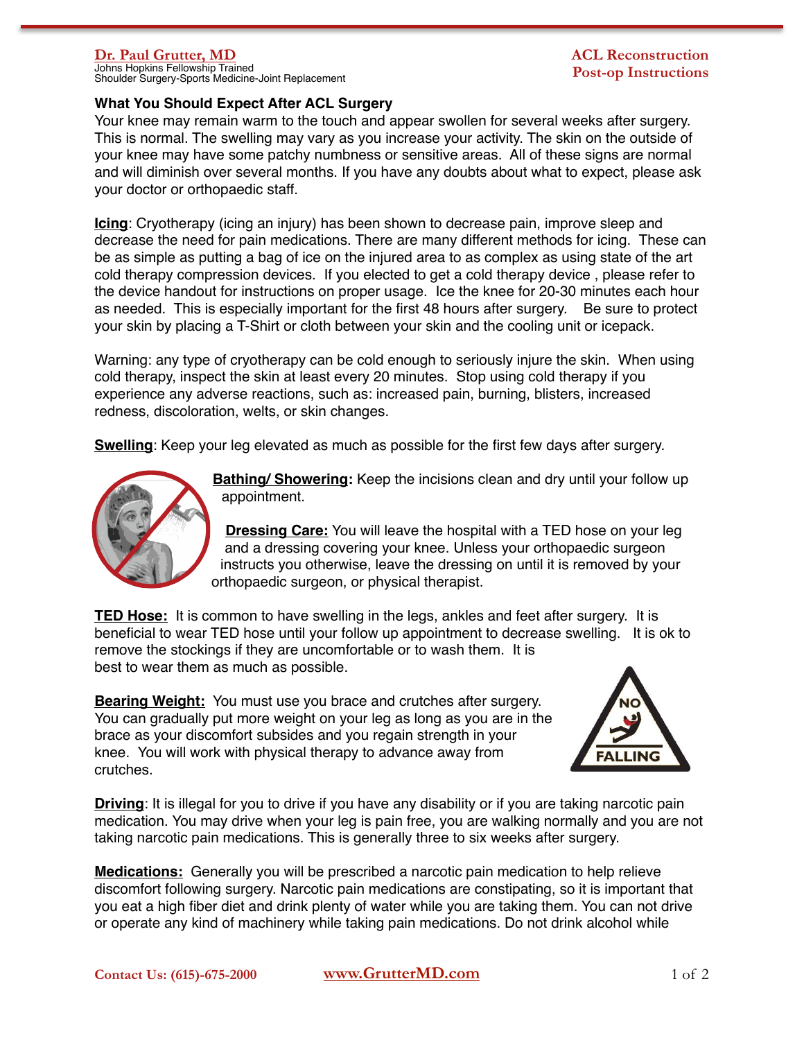**Dr. Paul Grutter, MD**
Johns Hopkins Fellowship Trained
Shoulder Surgery-Sports Medicine-Joint Replacement

**ACL Reconstruction**
**Post-op Instructions**

### What You Should Expect After ACL Surgery

Your knee may remain warm to the touch and appear swollen for several weeks after surgery. This is normal. The swelling may vary as you increase your activity. The skin on the outside of your knee may have some patchy numbness or sensitive areas. All of these signs are normal and will diminish over several months. If you have any doubts about what to expect, please ask your doctor or orthopaedic staff.

**Icing**: Cryotherapy (icing an injury) has been shown to decrease pain, improve sleep and decrease the need for pain medications. There are many different methods for icing. These can be as simple as putting a bag of ice on the injured area to as complex as using state of the art cold therapy compression devices. If you elected to get a cold therapy device , please refer to the device handout for instructions on proper usage. Ice the knee for 20-30 minutes each hour as needed. This is especially important for the first 48 hours after surgery. Be sure to protect your skin by placing a T-Shirt or cloth between your skin and the cooling unit or icepack.

Warning: any type of cryotherapy can be cold enough to seriously injure the skin. When using cold therapy, inspect the skin at least every 20 minutes. Stop using cold therapy if you experience any adverse reactions, such as: increased pain, burning, blisters, increased redness, discoloration, welts, or skin changes.

**Swelling**: Keep your leg elevated as much as possible for the first few days after surgery.

**Bathing/ Showering:** Keep the incisions clean and dry until your follow up appointment.

**Dressing Care:** You will leave the hospital with a TED hose on your leg and a dressing covering your knee. Unless your orthopaedic surgeon instructs you otherwise, leave the dressing on until it is removed by your orthopaedic surgeon, or physical therapist.

**TED Hose:** It is common to have swelling in the legs, ankles and feet after surgery. It is beneficial to wear TED hose until your follow up appointment to decrease swelling. It is ok to remove the stockings if they are uncomfortable or to wash them. It is best to wear them as much as possible.

**Bearing Weight:** You must use you brace and crutches after surgery. You can gradually put more weight on your leg as long as you are in the brace as your discomfort subsides and you regain strength in your knee. You will work with physical therapy to advance away from crutches.

NO FALLING

**Driving**: It is illegal for you to drive if you have any disability or if you are taking narcotic pain medication. You may drive when your leg is pain free, you are walking normally and you are not taking narcotic pain medications. This is generally three to six weeks after surgery.

**Medications:** Generally you will be prescribed a narcotic pain medication to help relieve discomfort following surgery. Narcotic pain medications are constipating, so it is important that you eat a high fiber diet and drink plenty of water while you are taking them. You can not drive or operate any kind of machinery while taking pain medications. Do not drink alcohol while

Contact Us: (615)-675-2000 www.GrutterMD.com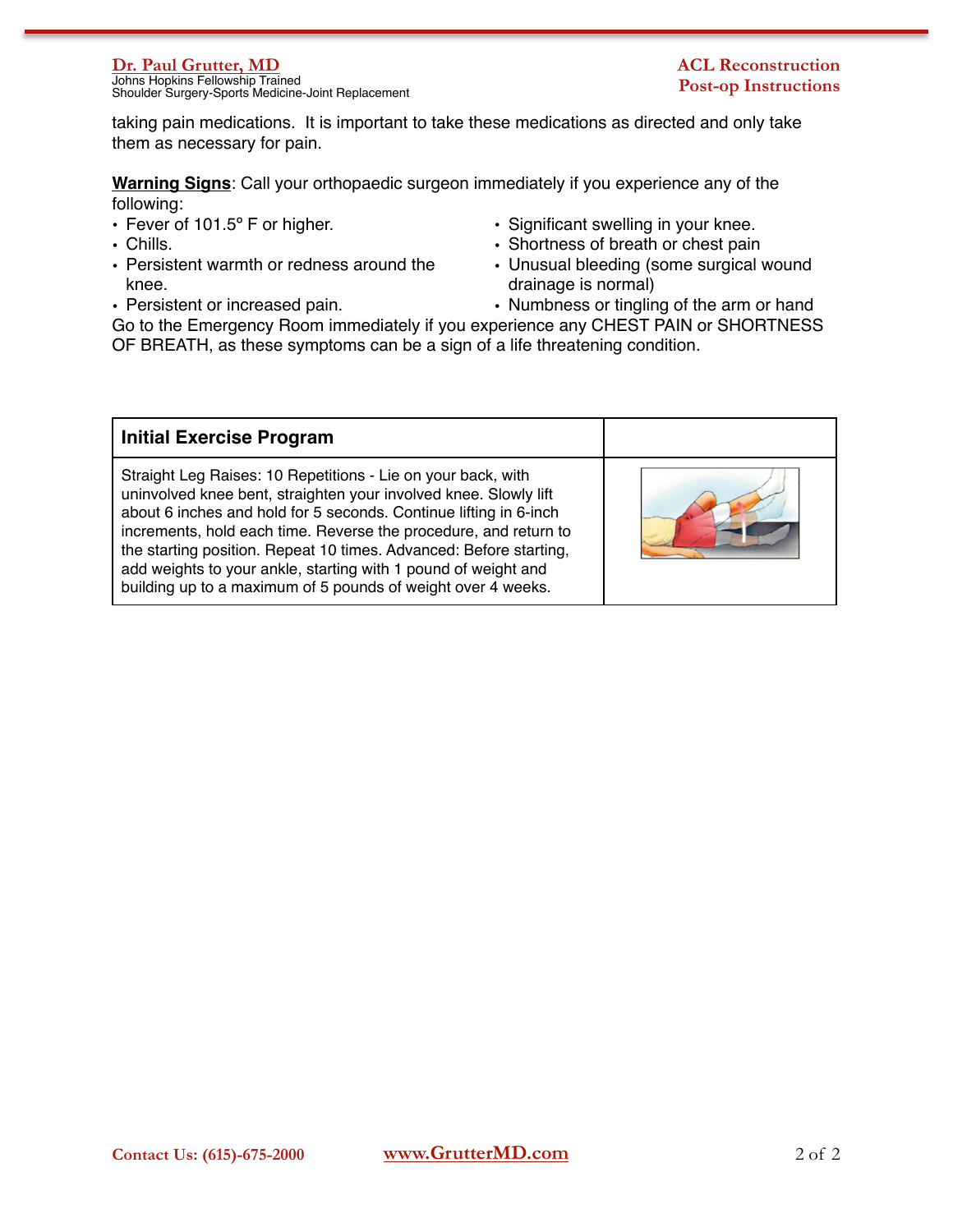taking pain medications. It is important to take these medications as directed and only take them as necessary for pain.

**Warning Signs**: Call your orthopaedic surgeon immediately if you experience any of the following:

- Fever of 101.5º F or higher.
- Chills.
- Persistent warmth or redness around the knee.
- Persistent or increased pain.
- Significant swelling in your knee.
- Shortness of breath or chest pain
- Unusual bleeding (some surgical wound drainage is normal)
- Numbness or tingling of the arm or hand

Go to the Emergency Room immediately if you experience any CHEST PAIN or SHORTNESS OF BREATH, as these symptoms can be a sign of a life threatening condition.

| Initial Exercise Program | |
| --- | --- |
| Straight Leg Raises: 10 Repetitions - Lie on your back, with uninvolved knee bent, straighten your involved knee. Slowly lift about 6 inches and hold for 5 seconds. Continue lifting in 6-inch increments, hold each time. Reverse the procedure, and return to the starting position. Repeat 10 times. Advanced: Before starting, add weights to your ankle, starting with 1 pound of weight and building up to a maximum of 5 pounds of weight over 4 weeks. | |

Contact Us: (615)-675-2000

www.GrutterMD.com